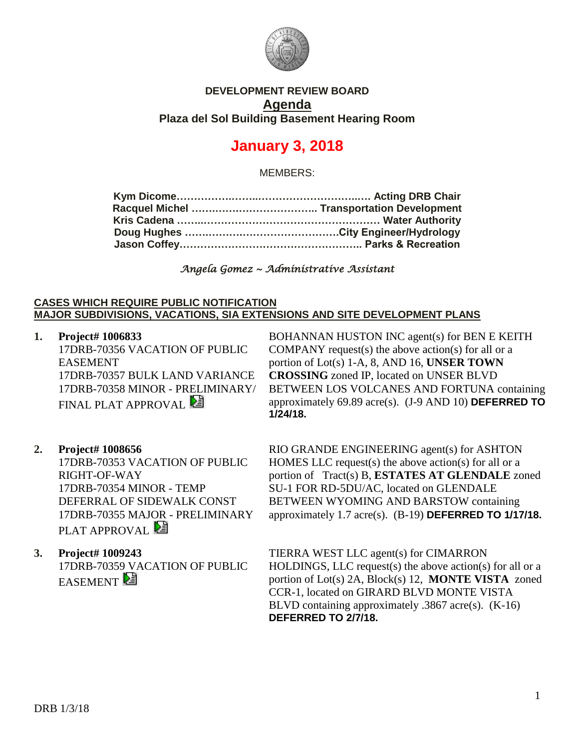# DEVELOPMENT REVIEW BOARD

## Agenda

### Plaza del Sol Building Basement Hearing Room

## January 3, 2018

MEMBERS:

**Kym Dicome……………………………………………… Acting DRB Chair**
**Racquel Michel ……………………………….. Transportation Development**
**Kris Cadena ……………………………………………… Water Authority**
**Doug Hughes ………………………………………City Engineer/Hydrology**
**Jason Coffey…………………………………………….. Parks & Recreation**

*Angela Gomez ~ Administrative Assistant*

**CASES WHICH REQUIRE PUBLIC NOTIFICATION**
**MAJOR SUBDIVISIONS, VACATIONS, SIA EXTENSIONS AND SITE DEVELOPMENT PLANS**

1. **Project# 1006833**
   17DRB-70356 VACATION OF PUBLIC EASEMENT
   17DRB-70357 BULK LAND VARIANCE
   17DRB-70358 MINOR - PRELIMINARY/ FINAL PLAT APPROVAL

   BOHANNAN HUSTON INC agent(s) for BEN E KEITH COMPANY request(s) the above action(s) for all or a portion of Lot(s) 1-A, 8, AND 16, **UNSER TOWN CROSSING** zoned IP, located on UNSER BLVD BETWEEN LOS VOLCANES AND FORTUNA containing approximately 69.89 acre(s). (J-9 AND 10) **DEFERRED TO 1/24/18.**

2. **Project# 1008656**
   17DRB-70353 VACATION OF PUBLIC RIGHT-OF-WAY
   17DRB-70354 MINOR - TEMP DEFERRAL OF SIDEWALK CONST
   17DRB-70355 MAJOR - PRELIMINARY PLAT APPROVAL

   RIO GRANDE ENGINEERING agent(s) for ASHTON HOMES LLC request(s) the above action(s) for all or a portion of Tract(s) B, **ESTATES AT GLENDALE** zoned SU-1 FOR RD-5DU/AC, located on GLENDALE BETWEEN WYOMING AND BARSTOW containing approximately 1.7 acre(s). (B-19) **DEFERRED TO 1/17/18.**

3. **Project# 1009243**
   17DRB-70359 VACATION OF PUBLIC EASEMENT

   TIERRA WEST LLC agent(s) for CIMARRON HOLDINGS, LLC request(s) the above action(s) for all or a portion of Lot(s) 2A, Block(s) 12, **MONTE VISTA** zoned CCR-1, located on GIRARD BLVD MONTE VISTA BLVD containing approximately .3867 acre(s). (K-16) **DEFERRED TO 2/7/18.**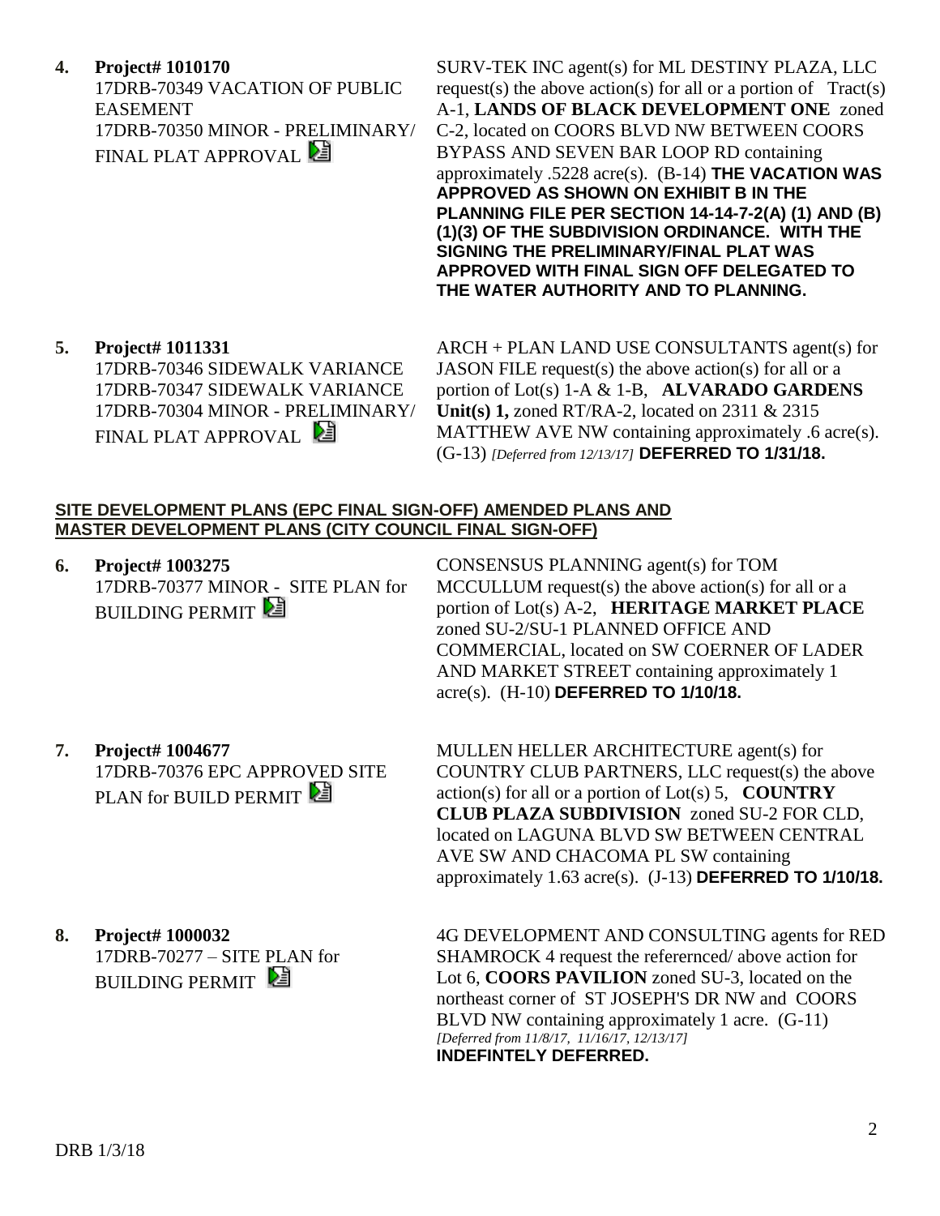**4. Project# 1010170**
17DRB-70349 VACATION OF PUBLIC EASEMENT
17DRB-70350 MINOR - PRELIMINARY/ FINAL PLAT APPROVAL

SURV-TEK INC agent(s) for ML DESTINY PLAZA, LLC request(s) the above action(s) for all or a portion of Tract(s) A-1, **LANDS OF BLACK DEVELOPMENT ONE** zoned C-2, located on COORS BLVD NW BETWEEN COORS BYPASS AND SEVEN BAR LOOP RD containing approximately .5228 acre(s). (B-14) **THE VACATION WAS APPROVED AS SHOWN ON EXHIBIT B IN THE PLANNING FILE PER SECTION 14-14-7-2(A) (1) AND (B) (1)(3) OF THE SUBDIVISION ORDINANCE. WITH THE SIGNING THE PRELIMINARY/FINAL PLAT WAS APPROVED WITH FINAL SIGN OFF DELEGATED TO THE WATER AUTHORITY AND TO PLANNING.**

**5. Project# 1011331**
17DRB-70346 SIDEWALK VARIANCE
17DRB-70347 SIDEWALK VARIANCE
17DRB-70304 MINOR - PRELIMINARY/ FINAL PLAT APPROVAL

ARCH + PLAN LAND USE CONSULTANTS agent(s) for JASON FILE request(s) the above action(s) for all or a portion of Lot(s) 1-A & 1-B, **ALVARADO GARDENS Unit(s) 1,** zoned RT/RA-2, located on 2311 & 2315 MATTHEW AVE NW containing approximately .6 acre(s). (G-13) *[Deferred from 12/13/17]* **DEFERRED TO 1/31/18.**

**SITE DEVELOPMENT PLANS (EPC FINAL SIGN-OFF) AMENDED PLANS AND MASTER DEVELOPMENT PLANS (CITY COUNCIL FINAL SIGN-OFF)**

**6. Project# 1003275**
17DRB-70377 MINOR - SITE PLAN for BUILDING PERMIT

CONSENSUS PLANNING agent(s) for TOM MCCULLUM request(s) the above action(s) for all or a portion of Lot(s) A-2, **HERITAGE MARKET PLACE** zoned SU-2/SU-1 PLANNED OFFICE AND COMMERCIAL, located on SW COERNER OF LADER AND MARKET STREET containing approximately 1 acre(s). (H-10) **DEFERRED TO 1/10/18.**

**7. Project# 1004677**
17DRB-70376 EPC APPROVED SITE PLAN for BUILD PERMIT

MULLEN HELLER ARCHITECTURE agent(s) for COUNTRY CLUB PARTNERS, LLC request(s) the above action(s) for all or a portion of Lot(s) 5, **COUNTRY CLUB PLAZA SUBDIVISION** zoned SU-2 FOR CLD, located on LAGUNA BLVD SW BETWEEN CENTRAL AVE SW AND CHACOMA PL SW containing approximately 1.63 acre(s). (J-13) **DEFERRED TO 1/10/18.**

**8. Project# 1000032**
17DRB-70277 – SITE PLAN for BUILDING PERMIT

4G DEVELOPMENT AND CONSULTING agents for RED SHAMROCK 4 request the referernced/ above action for Lot 6, **COORS PAVILION** zoned SU-3, located on the northeast corner of ST JOSEPH'S DR NW and COORS BLVD NW containing approximately 1 acre. (G-11) *[Deferred from 11/8/17, 11/16/17, 12/13/17]*
**INDEFINTELY DEFERRED.**

DRB 1/3/18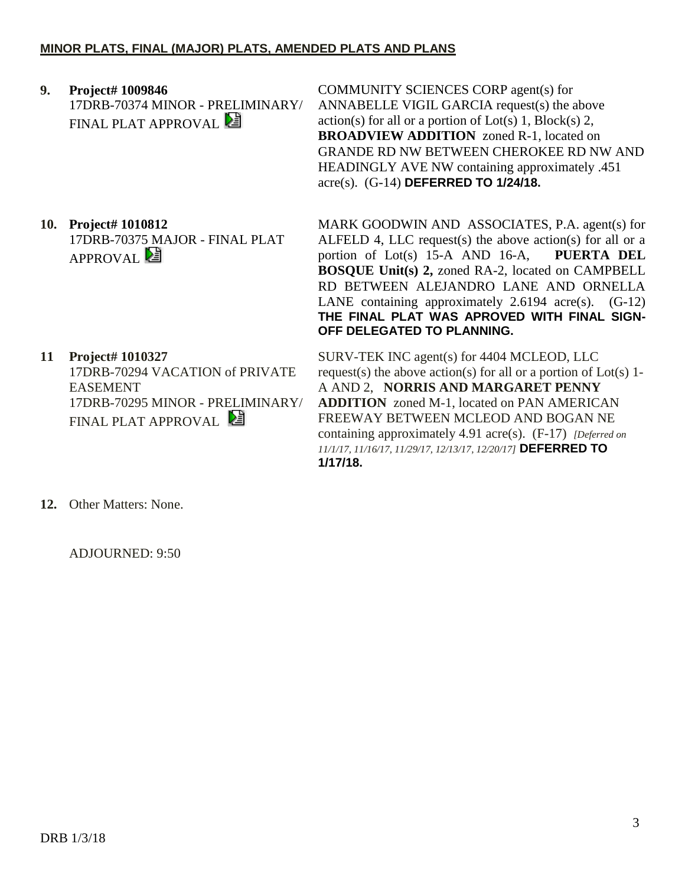**MINOR PLATS, FINAL (MAJOR) PLATS, AMENDED PLATS AND PLANS**

**9. Project# 1009846**
17DRB-70374 MINOR - PRELIMINARY/ FINAL PLAT APPROVAL

COMMUNITY SCIENCES CORP agent(s) for ANNABELLE VIGIL GARCIA request(s) the above action(s) for all or a portion of Lot(s) 1, Block(s) 2, **BROADVIEW ADDITION** zoned R-1, located on GRANDE RD NW BETWEEN CHEROKEE RD NW AND HEADINGLY AVE NW containing approximately .451 acre(s). (G-14) **DEFERRED TO 1/24/18.**

**10. Project# 1010812**
17DRB-70375 MAJOR - FINAL PLAT APPROVAL

MARK GOODWIN AND ASSOCIATES, P.A. agent(s) for ALFELD 4, LLC request(s) the above action(s) for all or a portion of Lot(s) 15-A AND 16-A, **PUERTA DEL BOSQUE Unit(s) 2,** zoned RA-2, located on CAMPBELL RD BETWEEN ALEJANDRO LANE AND ORNELLA LANE containing approximately 2.6194 acre(s). (G-12) **THE FINAL PLAT WAS APROVED WITH FINAL SIGN-OFF DELEGATED TO PLANNING.**

**11 Project# 1010327**
17DRB-70294 VACATION of PRIVATE EASEMENT
17DRB-70295 MINOR - PRELIMINARY/ FINAL PLAT APPROVAL

SURV-TEK INC agent(s) for 4404 MCLEOD, LLC request(s) the above action(s) for all or a portion of Lot(s) 1-A AND 2, **NORRIS AND MARGARET PENNY ADDITION** zoned M-1, located on PAN AMERICAN FREEWAY BETWEEN MCLEOD AND BOGAN NE containing approximately 4.91 acre(s). (F-17) *[Deferred on 11/1/17, 11/16/17, 11/29/17, 12/13/17, 12/20/17]* **DEFERRED TO 1/17/18.**

**12.** Other Matters: None.

ADJOURNED: 9:50

DRB 1/3/18